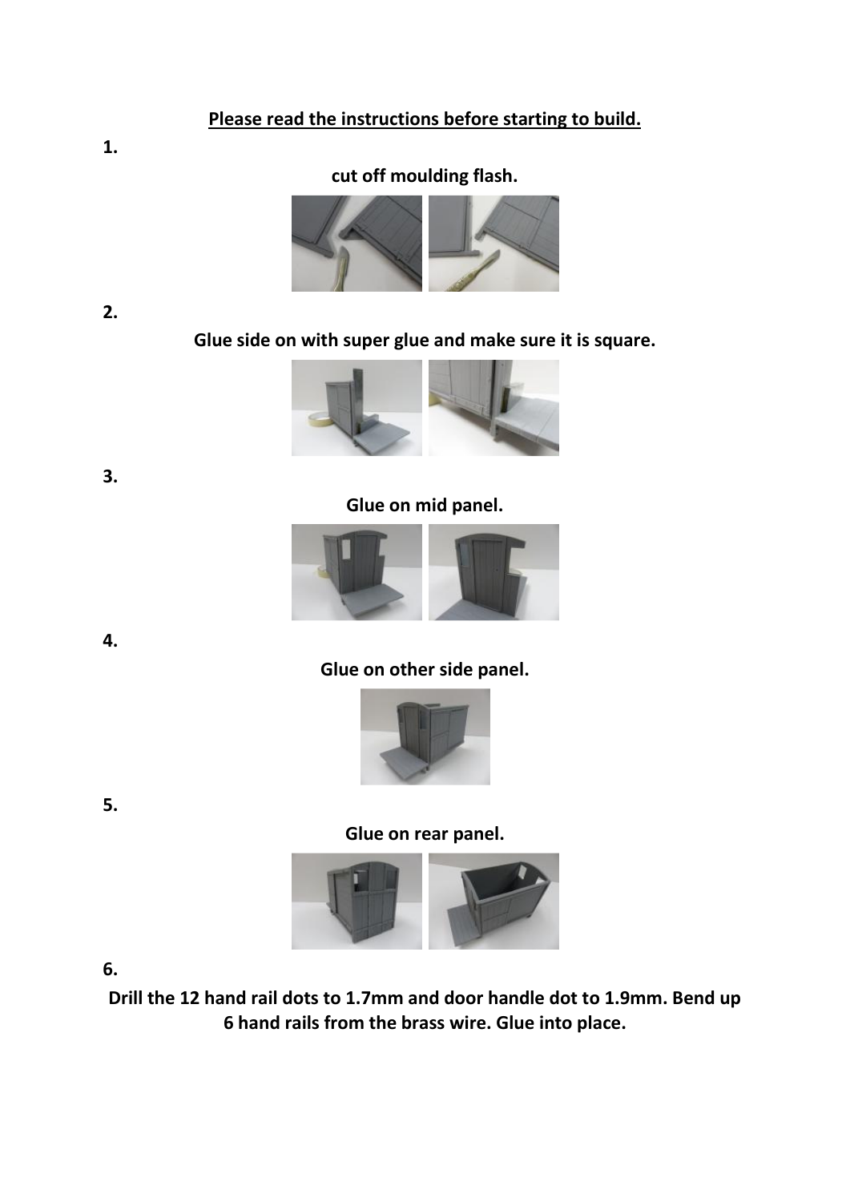**Please read the instructions before starting to build.**

1.

**cut off moulding flash.**

2.

**Glue side on with super glue and make sure it is square.**

3.

**Glue on mid panel.**

4.

**Glue on other side panel.**

5.

**Glue on rear panel.**

6.

**Drill the 12 hand rail dots to 1.7mm and door handle dot to 1.9mm. Bend up 6 hand rails from the brass wire. Glue into place.**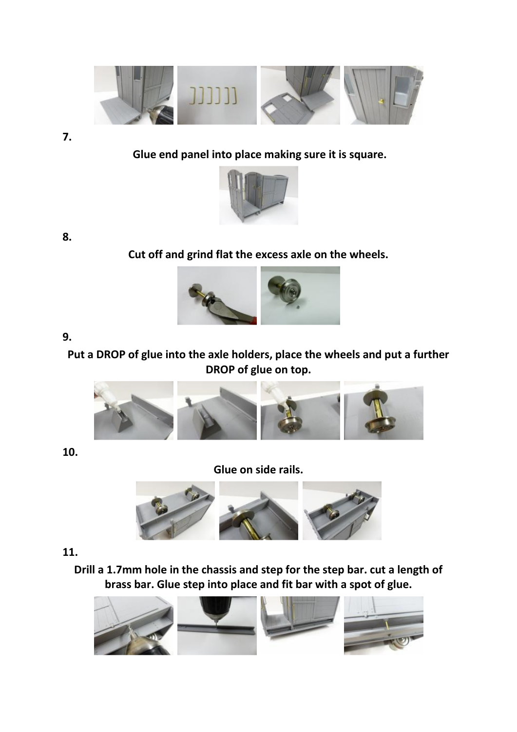7.

**Glue end panel into place making sure it is square.**

8.

**Cut off and grind flat the excess axle on the wheels.**

9.

**Put a DROP of glue into the axle holders, place the wheels and put a further DROP of glue on top.**

10.

**Glue on side rails.**

11.

**Drill a 1.7mm hole in the chassis and step for the step bar. cut a length of brass bar. Glue step into place and fit bar with a spot of glue.**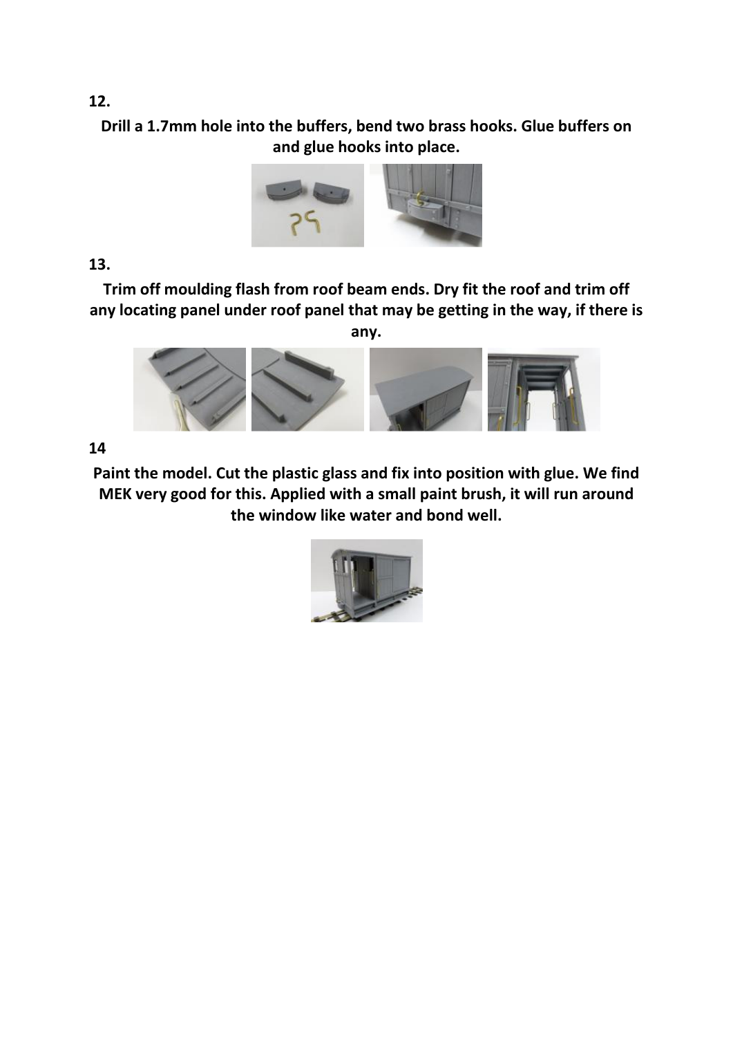**12.**

**Drill a 1.7mm hole into the buffers, bend two brass hooks. Glue buffers on and glue hooks into place.**

**13.**

**Trim off moulding flash from roof beam ends. Dry fit the roof and trim off any locating panel under roof panel that may be getting in the way, if there is any.**

**14**

**Paint the model. Cut the plastic glass and fix into position with glue. We find MEK very good for this. Applied with a small paint brush, it will run around the window like water and bond well.**